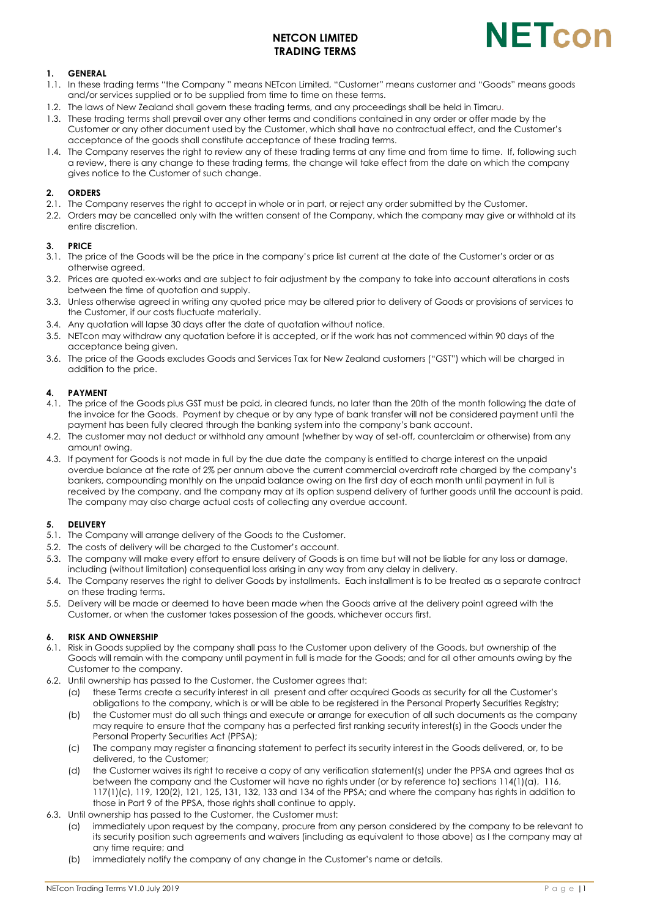# NETCON LIMITED TRADING TERMS

NETcon

## 1. GENERAL

1.1. In these trading terms "the Company " means NETcon Limited, "Customer" means customer and "Goods" means goods and/or services supplied or to be supplied from time to time on these terms.

1.2. The laws of New Zealand shall govern these trading terms, and any proceedings shall be held in Timaru.

1.3. These trading terms shall prevail over any other terms and conditions contained in any order or offer made by the Customer or any other document used by the Customer, which shall have no contractual effect, and the Customer's acceptance of the goods shall constitute acceptance of these trading terms.

1.4. The Company reserves the right to review any of these trading terms at any time and from time to time. If, following such a review, there is any change to these trading terms, the change will take effect from the date on which the company gives notice to the Customer of such change.

## 2. ORDERS

2.1. The Company reserves the right to accept in whole or in part, or reject any order submitted by the Customer.

2.2. Orders may be cancelled only with the written consent of the Company, which the company may give or withhold at its entire discretion.

## 3. PRICE

3.1. The price of the Goods will be the price in the company's price list current at the date of the Customer's order or as otherwise agreed.

3.2. Prices are quoted ex-works and are subject to fair adjustment by the company to take into account alterations in costs between the time of quotation and supply.

3.3. Unless otherwise agreed in writing any quoted price may be altered prior to delivery of Goods or provisions of services to the Customer, if our costs fluctuate materially.

3.4. Any quotation will lapse 30 days after the date of quotation without notice.

3.5. NETcon may withdraw any quotation before it is accepted, or if the work has not commenced within 90 days of the acceptance being given.

3.6. The price of the Goods excludes Goods and Services Tax for New Zealand customers ("GST") which will be charged in addition to the price.

## 4. PAYMENT

4.1. The price of the Goods plus GST must be paid, in cleared funds, no later than the 20th of the month following the date of the invoice for the Goods. Payment by cheque or by any type of bank transfer will not be considered payment until the payment has been fully cleared through the banking system into the company's bank account.

4.2. The customer may not deduct or withhold any amount (whether by way of set-off, counterclaim or otherwise) from any amount owing.

4.3. If payment for Goods is not made in full by the due date the company is entitled to charge interest on the unpaid overdue balance at the rate of 2% per annum above the current commercial overdraft rate charged by the company's bankers, compounding monthly on the unpaid balance owing on the first day of each month until payment in full is received by the company, and the company may at its option suspend delivery of further goods until the account is paid. The company may also charge actual costs of collecting any overdue account.

## 5. DELIVERY

5.1. The Company will arrange delivery of the Goods to the Customer.

5.2. The costs of delivery will be charged to the Customer's account.

5.3. The company will make every effort to ensure delivery of Goods is on time but will not be liable for any loss or damage, including (without limitation) consequential loss arising in any way from any delay in delivery.

5.4. The Company reserves the right to deliver Goods by installments. Each installment is to be treated as a separate contract on these trading terms.

5.5. Delivery will be made or deemed to have been made when the Goods arrive at the delivery point agreed with the Customer, or when the customer takes possession of the goods, whichever occurs first.

## 6. RISK AND OWNERSHIP

6.1. Risk in Goods supplied by the company shall pass to the Customer upon delivery of the Goods, but ownership of the Goods will remain with the company until payment in full is made for the Goods; and for all other amounts owing by the Customer to the company.

6.2. Until ownership has passed to the Customer, the Customer agrees that:

(a) these Terms create a security interest in all present and after acquired Goods as security for all the Customer's obligations to the company, which is or will be able to be registered in the Personal Property Securities Registry;

(b) the Customer must do all such things and execute or arrange for execution of all such documents as the company may require to ensure that the company has a perfected first ranking security interest(s) in the Goods under the Personal Property Securities Act (PPSA);

(c) The company may register a financing statement to perfect its security interest in the Goods delivered, or, to be delivered, to the Customer;

(d) the Customer waives its right to receive a copy of any verification statement(s) under the PPSA and agrees that as between the company and the Customer will have no rights under (or by reference to) sections 114(1)(a), 116, 117(1)(c), 119, 120(2), 121, 125, 131, 132, 133 and 134 of the PPSA; and where the company has rights in addition to those in Part 9 of the PPSA, those rights shall continue to apply.

6.3. Until ownership has passed to the Customer, the Customer must:

(a) immediately upon request by the company, procure from any person considered by the company to be relevant to its security position such agreements and waivers (including as equivalent to those above) as I the company may at any time require; and

(b) immediately notify the company of any change in the Customer's name or details.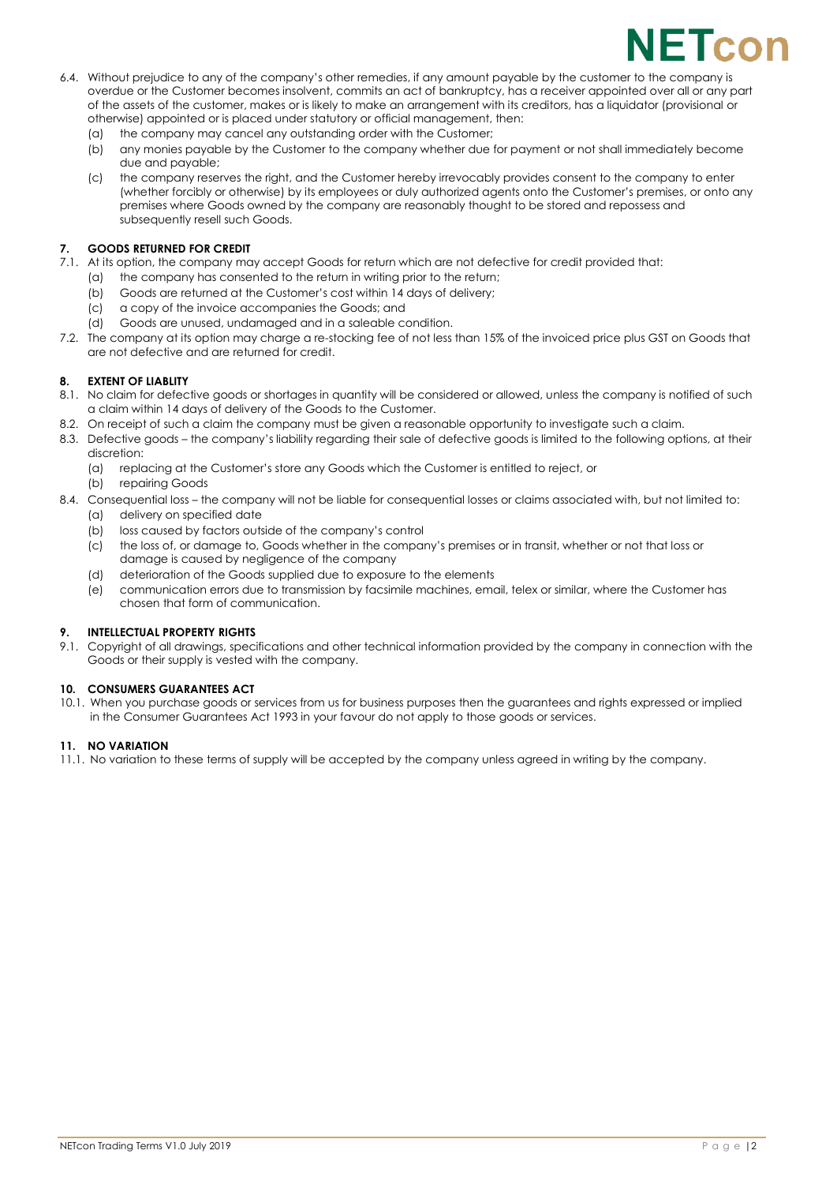6.4. Without prejudice to any of the company's other remedies, if any amount payable by the customer to the company is overdue or the Customer becomes insolvent, commits an act of bankruptcy, has a receiver appointed over all or any part of the assets of the customer, makes or is likely to make an arrangement with its creditors, has a liquidator (provisional or otherwise) appointed or is placed under statutory or official management, then:

   (a) the company may cancel any outstanding order with the Customer;
   (b) any monies payable by the Customer to the company whether due for payment or not shall immediately become due and payable;
   (c) the company reserves the right, and the Customer hereby irrevocably provides consent to the company to enter (whether forcibly or otherwise) by its employees or duly authorized agents onto the Customer's premises, or onto any premises where Goods owned by the company are reasonably thought to be stored and repossess and subsequently resell such Goods.

## 7. GOODS RETURNED FOR CREDIT

7.1. At its option, the company may accept Goods for return which are not defective for credit provided that:

   (a) the company has consented to the return in writing prior to the return;
   (b) Goods are returned at the Customer's cost within 14 days of delivery;
   (c) a copy of the invoice accompanies the Goods; and
   (d) Goods are unused, undamaged and in a saleable condition.

7.2. The company at its option may charge a re-stocking fee of not less than 15% of the invoiced price plus GST on Goods that are not defective and are returned for credit.

## 8. EXTENT OF LIABLITY

8.1. No claim for defective goods or shortages in quantity will be considered or allowed, unless the company is notified of such a claim within 14 days of delivery of the Goods to the Customer.

8.2. On receipt of such a claim the company must be given a reasonable opportunity to investigate such a claim.

8.3. Defective goods – the company's liability regarding their sale of defective goods is limited to the following options, at their discretion:

   (a) replacing at the Customer's store any Goods which the Customer is entitled to reject, or
   (b) repairing Goods

8.4. Consequential loss – the company will not be liable for consequential losses or claims associated with, but not limited to:

   (a) delivery on specified date
   (b) loss caused by factors outside of the company's control
   (c) the loss of, or damage to, Goods whether in the company's premises or in transit, whether or not that loss or damage is caused by negligence of the company
   (d) deterioration of the Goods supplied due to exposure to the elements
   (e) communication errors due to transmission by facsimile machines, email, telex or similar, where the Customer has chosen that form of communication.

## 9. INTELLECTUAL PROPERTY RIGHTS

9.1. Copyright of all drawings, specifications and other technical information provided by the company in connection with the Goods or their supply is vested with the company.

## 10. CONSUMERS GUARANTEES ACT

10.1. When you purchase goods or services from us for business purposes then the guarantees and rights expressed or implied in the Consumer Guarantees Act 1993 in your favour do not apply to those goods or services.

## 11. NO VARIATION

11.1. No variation to these terms of supply will be accepted by the company unless agreed in writing by the company.